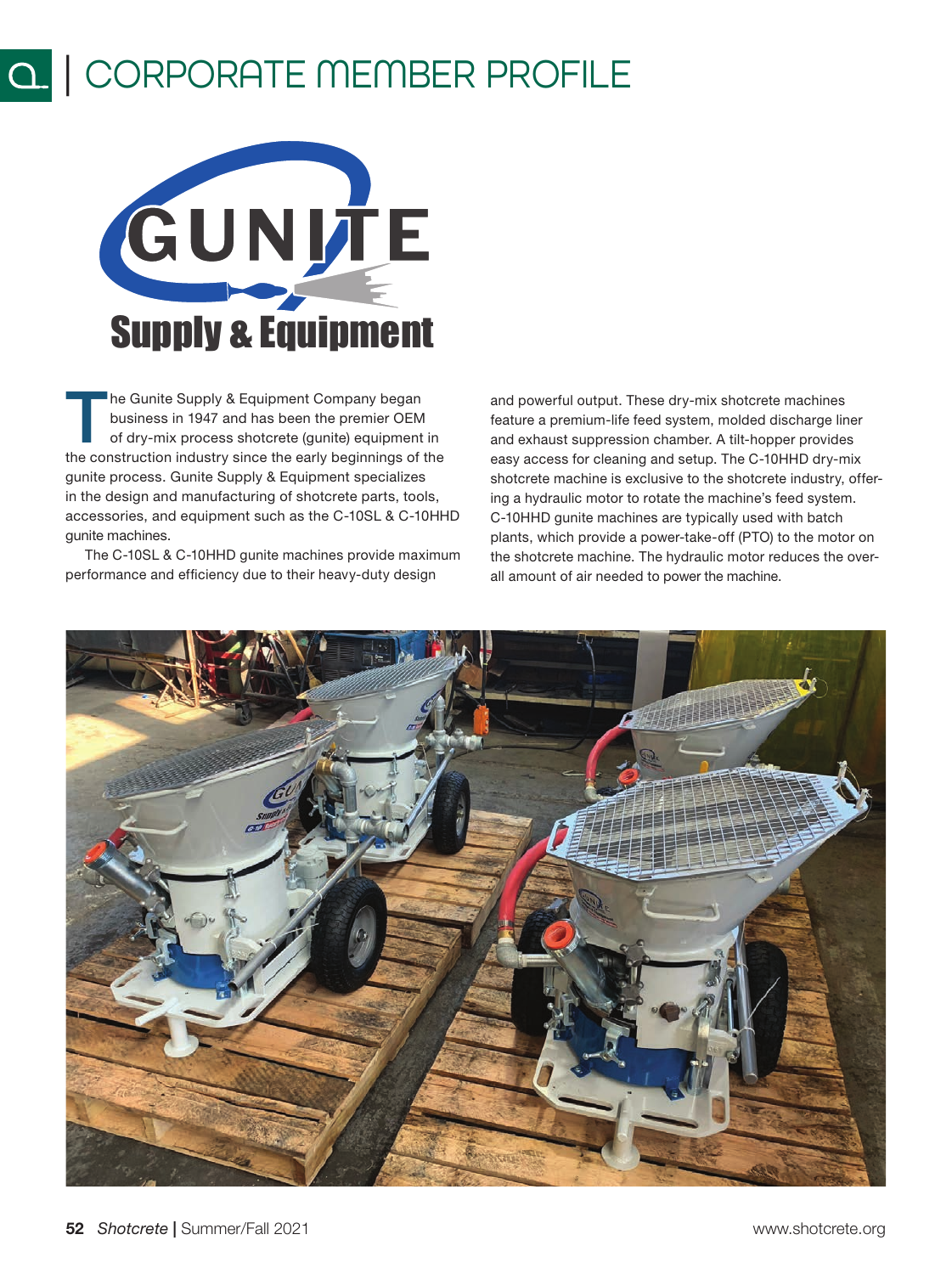# CORPORATE MEMBER PROFILE

**GUNITE Supply & Equipment**

The Gunite Supply & Equipment Company began business in 1947 and has been the premier OEM of dry-mix process shotcrete (gunite) equipment in the construction industry since the early beginnings of the gunite process. Gunite Supply & Equipment specializes in the design and manufacturing of shotcrete parts, tools, accessories, and equipment such as the C-10SL & C-10HHD gunite machines.

The C-10SL & C-10HHD gunite machines provide maximum performance and efficiency due to their heavy-duty design and powerful output. These dry-mix shotcrete machines feature a premium-life feed system, molded discharge liner and exhaust suppression chamber. A tilt-hopper provides easy access for cleaning and setup. The C-10HHD dry-mix shotcrete machine is exclusive to the shotcrete industry, offering a hydraulic motor to rotate the machine's feed system. C-10HHD gunite machines are typically used with batch plants, which provide a power-take-off (PTO) to the motor on the shotcrete machine. The hydraulic motor reduces the overall amount of air needed to power the machine.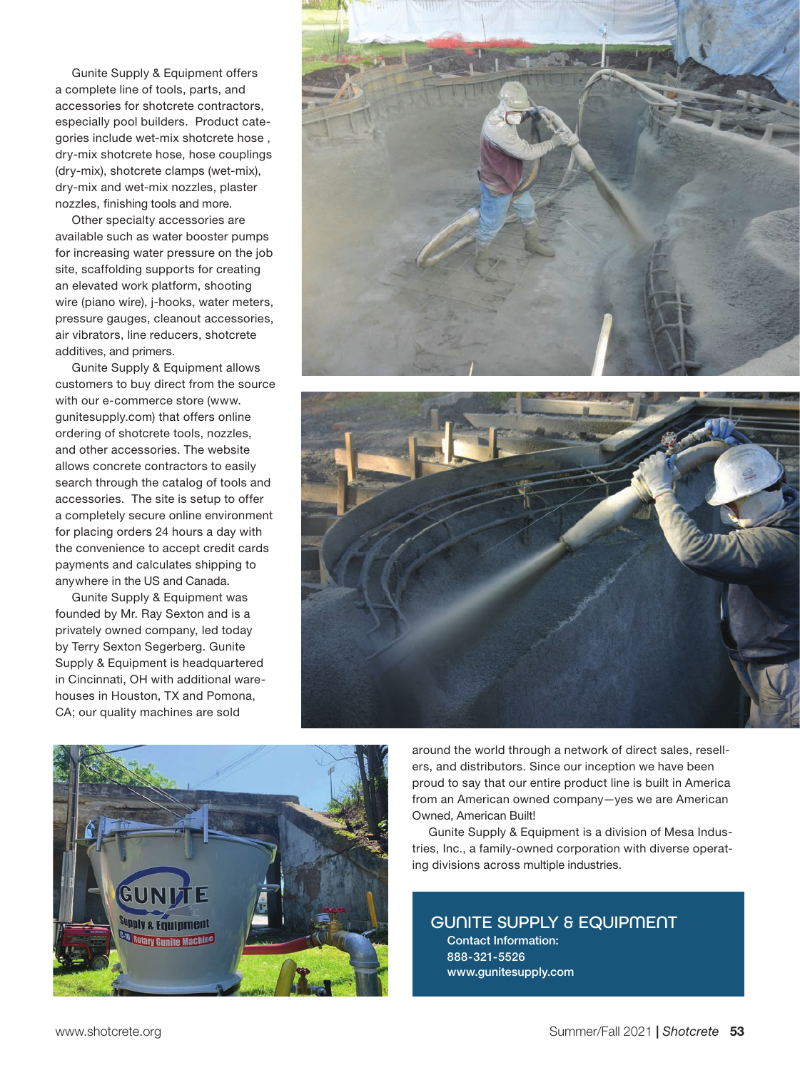Gunite Supply & Equipment offers a complete line of tools, parts, and accessories for shotcrete contractors, especially pool builders. Product categories include wet-mix shotcrete hose , dry-mix shotcrete hose, hose couplings (dry-mix), shotcrete clamps (wet-mix), dry-mix and wet-mix nozzles, plaster nozzles, finishing tools and more.

Other specialty accessories are available such as water booster pumps for increasing water pressure on the job site, scaffolding supports for creating an elevated work platform, shooting wire (piano wire), j-hooks, water meters, pressure gauges, cleanout accessories, air vibrators, line reducers, shotcrete additives, and primers.

Gunite Supply & Equipment allows customers to buy direct from the source with our e-commerce store (www.gunitesupply.com) that offers online ordering of shotcrete tools, nozzles, and other accessories. The website allows concrete contractors to easily search through the catalog of tools and accessories. The site is setup to offer a completely secure online environment for placing orders 24 hours a day with the convenience to accept credit cards payments and calculates shipping to anywhere in the US and Canada.

Gunite Supply & Equipment was founded by Mr. Ray Sexton and is a privately owned company, led today by Terry Sexton Segerberg. Gunite Supply & Equipment is headquartered in Cincinnati, OH with additional warehouses in Houston, TX and Pomona, CA; our quality machines are sold around the world through a network of direct sales, resellers, and distributors. Since our inception we have been proud to say that our entire product line is built in America from an American owned company—yes we are American Owned, American Built!

Gunite Supply & Equipment is a division of Mesa Industries, Inc., a family-owned corporation with diverse operating divisions across multiple industries.

## GUNITE SUPPLY & EQUIPMENT

**Contact Information:**
**888-321-5526**
**www.gunitesupply.com**